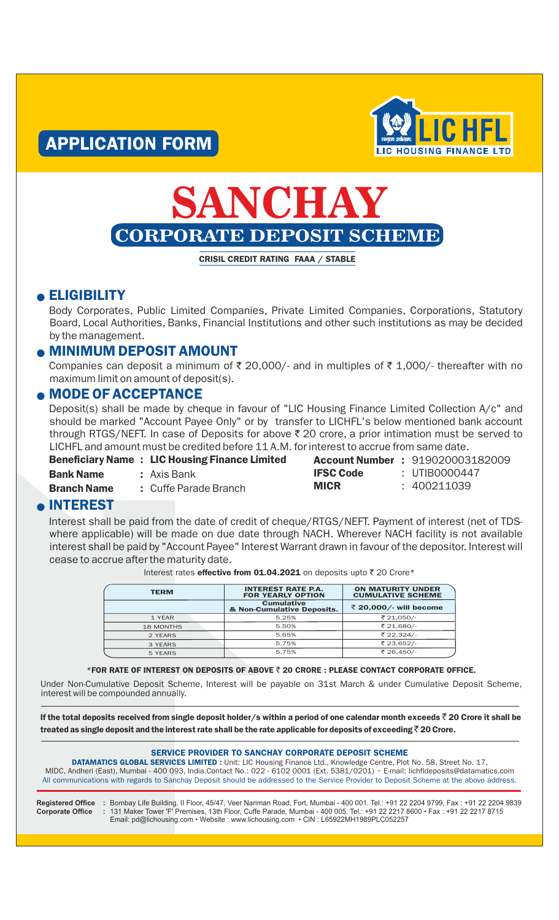# APPLICATION FORM

**LIC HFL**
LIC HOUSING FINANCE LTD

# SANCHAY

## CORPORATE DEPOSIT SCHEME

CRISIL CREDIT RATING FAAA / STABLE

## ● ELIGIBILITY

Body Corporates, Public Limited Companies, Private Limited Companies, Corporations, Statutory Board, Local Authorities, Banks, Financial Institutions and other such institutions as may be decided by the management.

## ● MINIMUM DEPOSIT AMOUNT

Companies can deposit a minimum of ₹ 20,000/- and in multiples of ₹ 1,000/- thereafter with no maximum limit on amount of deposit(s).

## ● MODE OF ACCEPTANCE

Deposit(s) shall be made by cheque in favour of "LIC Housing Finance Limited Collection A/c" and should be marked "Account Payee Only" or by transfer to LICHFL's below mentioned bank account through RTGS/NEFT. In case of Deposits for above ₹ 20 crore, a prior intimation must be served to LICHFL and amount must be credited before 11 A.M. for interest to accrue from same date.

**Beneficiary Name :** **LIC Housing Finance Limited**
**Bank Name :** Axis Bank
**Branch Name :** Cuffe Parade Branch
**Account Number :** 919020003182009
**IFSC Code :** UTIB0000447
**MICR :** 400211039

## ● INTEREST

Interest shall be paid from the date of credit of cheque/RTGS/NEFT. Payment of interest (net of TDS-where applicable) will be made on due date through NACH. Wherever NACH facility is not available interest shall be paid by "Account Payee" Interest Warrant drawn in favour of the depositor. Interest will cease to accrue after the maturity date.

Interest rates **effective from 01.04.2021** on deposits upto ₹ 20 Crore*

| TERM | INTEREST RATE P.A. FOR YEARLY OPTION | ON MATURITY UNDER CUMULATIVE SCHEME |
|---|---|---|
| | Cumulative & Non-Cumulative Deposits. | ₹ 20,000/- will become |
| 1 YEAR | 5.25% | ₹ 21,050/- |
| 18 MONTHS | 5.50% | ₹ 21,680/- |
| 2 YEARS | 5.65% | ₹ 22,324/- |
| 3 YEARS | 5.75% | ₹ 23,652/- |
| 5 YEARS | 5.75% | ₹ 26,450/- |

**\*FOR RATE OF INTEREST ON DEPOSITS OF ABOVE ₹ 20 CRORE : PLEASE CONTACT CORPORATE OFFICE.**

Under Non-Cumulative Deposit Scheme, Interest will be payable on 31st March & under Cumulative Deposit Scheme, interest will be compounded annually.

**If the total deposits received from single deposit holder/s within a period of one calendar month exceeds ₹ 20 Crore it shall be treated as single deposit and the interest rate shall be the rate applicable for deposits of exceeding ₹ 20 Crore.**

**SERVICE PROVIDER TO SANCHAY CORPORATE DEPOSIT SCHEME**

**DATAMATICS GLOBAL SERVICES LIMITED :** Unit: LIC Housing Finance Ltd., Knowledge Centre, Plot No. 58, Street No. 17, MIDC, Andheri (East), Mumbai - 400 093, India.Contact No.: 022 - 6102 0001 (Ext. 5381/0201) • E-mail: lichfldeposits@datamatics.com
All communications with regards to Sanchay Deposit should be addressed to the Service Provider to Deposit Scheme at the above address.

**Registered Office :** Bombay Life Building, II Floor, 45/47, Veer Nariman Road, Fort, Mumbai - 400 001. Tel.: +91 22 2204 9799, Fax : +91 22 2204 9839
**Corporate Office :** 131 Maker Tower 'F' Premises, 13th Floor, Cuffe Parade, Mumbai - 400 005. Tel.: +91 22 2217 8600 • Fax : +91 22 2217 8715
Email: pd@lichousing.com • Website : www.lichousing.com • CIN : L65922MH1989PLC052257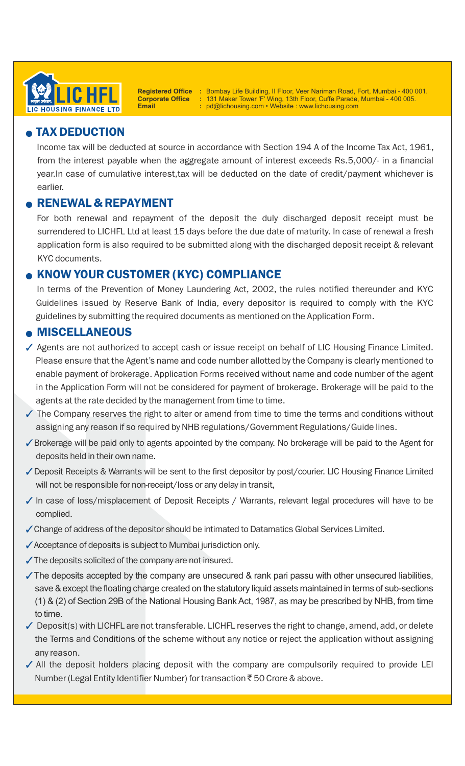**LIC HFL**
LIC HOUSING FINANCE LTD

**Registered Office** : Bombay Life Building, II Floor, Veer Nariman Road, Fort, Mumbai - 400 001.
**Corporate Office** : 131 Maker Tower 'F' Wing, 13th Floor, Cuffe Parade, Mumbai - 400 005.
**Email** : pd@lichousing.com • Website : www.lichousing.com

## TAX DEDUCTION

Income tax will be deducted at source in accordance with Section 194 A of the Income Tax Act, 1961, from the interest payable when the aggregate amount of interest exceeds Rs.5,000/- in a financial year.In case of cumulative interest,tax will be deducted on the date of credit/payment whichever is earlier.

## RENEWAL & REPAYMENT

For both renewal and repayment of the deposit the duly discharged deposit receipt must be surrendered to LICHFL Ltd at least 15 days before the due date of maturity. In case of renewal a fresh application form is also required to be submitted along with the discharged deposit receipt & relevant KYC documents.

## KNOW YOUR CUSTOMER (KYC) COMPLIANCE

In terms of the Prevention of Money Laundering Act, 2002, the rules notified thereunder and KYC Guidelines issued by Reserve Bank of India, every depositor is required to comply with the KYC guidelines by submitting the required documents as mentioned on the Application Form.

## MISCELLANEOUS

- ✓ Agents are not authorized to accept cash or issue receipt on behalf of LIC Housing Finance Limited. Please ensure that the Agent's name and code number allotted by the Company is clearly mentioned to enable payment of brokerage. Application Forms received without name and code number of the agent in the Application Form will not be considered for payment of brokerage. Brokerage will be paid to the agents at the rate decided by the management from time to time.
- ✓ The Company reserves the right to alter or amend from time to time the terms and conditions without assigning any reason if so required by NHB regulations/Government Regulations/Guide lines.
- ✓ Brokerage will be paid only to agents appointed by the company. No brokerage will be paid to the Agent for deposits held in their own name.
- ✓ Deposit Receipts & Warrants will be sent to the first depositor by post/courier. LIC Housing Finance Limited will not be responsible for non-receipt/loss or any delay in transit,
- ✓ In case of loss/misplacement of Deposit Receipts / Warrants, relevant legal procedures will have to be complied.
- ✓ Change of address of the depositor should be intimated to Datamatics Global Services Limited.
- ✓ Acceptance of deposits is subject to Mumbai jurisdiction only.
- ✓ The deposits solicited of the company are not insured.
- ✓ The deposits accepted by the company are unsecured & rank pari passu with other unsecured liabilities, save & except the floating charge created on the statutory liquid assets maintained in terms of sub-sections (1) & (2) of Section 29B of the National Housing Bank Act, 1987, as may be prescribed by NHB, from time to time.
- ✓ Deposit(s) with LICHFL are not transferable. LICHFL reserves the right to change, amend, add, or delete the Terms and Conditions of the scheme without any notice or reject the application without assigning any reason.
- ✓ All the deposit holders placing deposit with the company are compulsorily required to provide LEI Number (Legal Entity Identifier Number) for transaction ₹ 50 Crore & above.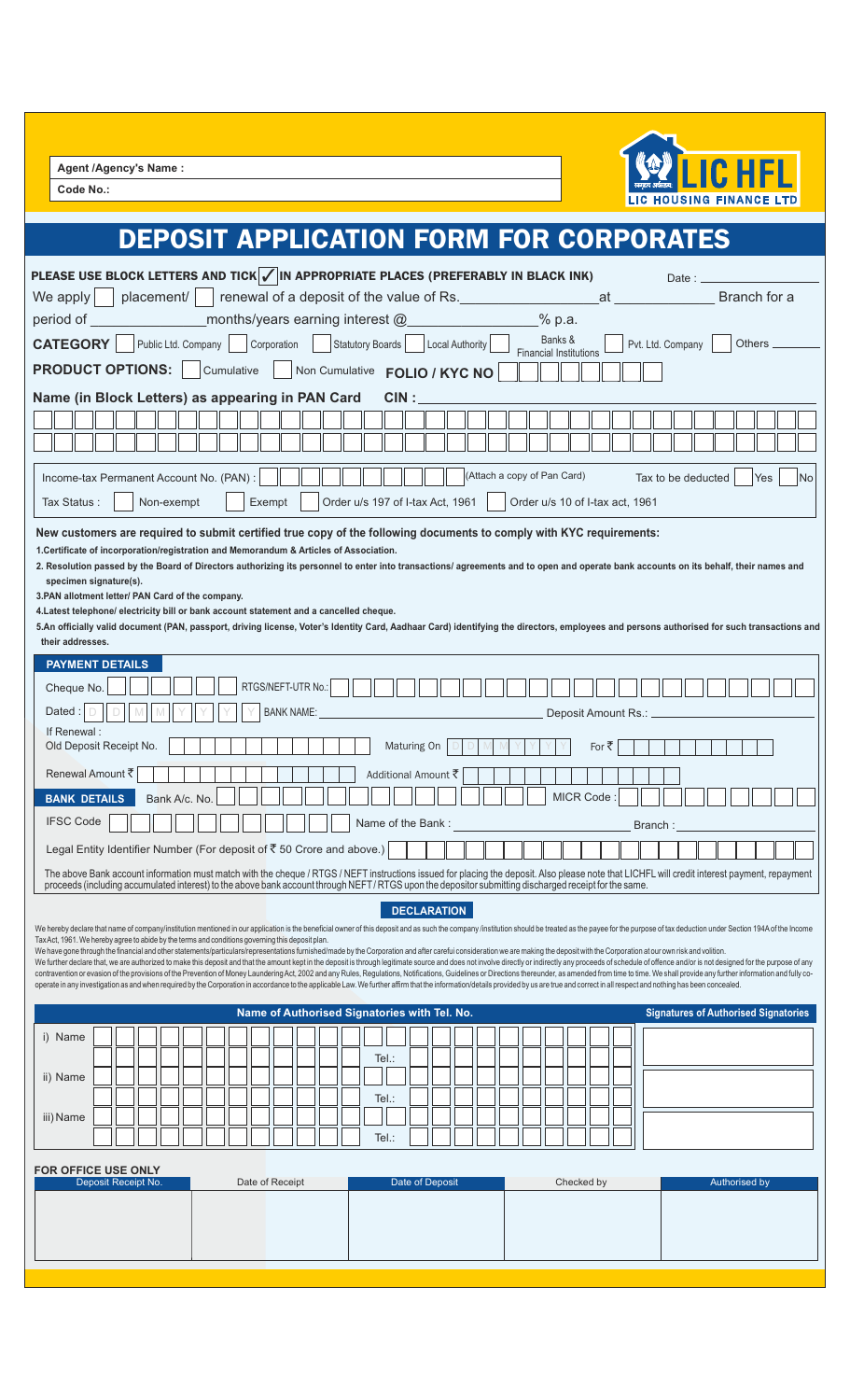**Agent /Agency's Name :**

**Code No.:**

LIC HFL
LIC HOUSING FINANCE LTD

# DEPOSIT APPLICATION FORM FOR CORPORATES

**PLEASE USE BLOCK LETTERS AND TICK ✓ IN APPROPRIATE PLACES (PREFERABLY IN BLACK INK)** Date : ____________

We apply ☐ placement/ ☐ renewal of a deposit of the value of Rs.________________ at ____________ Branch for a period of ____________ months/years earning interest @ ____________ % p.a.

**CATEGORY** ☐ Public Ltd. Company ☐ Corporation ☐ Statutory Boards ☐ Local Authority ☐ Banks & Financial Institutions ☐ Pvt. Ltd. Company ☐ Others ______

**PRODUCT OPTIONS:** ☐ Cumulative ☐ Non Cumulative **FOLIO / KYC NO** ☐☐☐☐☐☐☐☐

**Name (in Block Letters) as appearing in PAN Card** **CIN :** ____________

Income-tax Permanent Account No. (PAN) : ☐☐☐☐☐☐☐☐☐☐ (Attach a copy of Pan Card) Tax to be deducted ☐ Yes ☐ No

Tax Status : ☐ Non-exempt ☐ Exempt ☐ Order u/s 197 of I-tax Act, 1961 ☐ Order u/s 10 of I-tax act, 1961

**New customers are required to submit certified true copy of the following documents to comply with KYC requirements:**

**1.Certificate of incorporation/registration and Memorandum & Articles of Association.**

**2. Resolution passed by the Board of Directors authorizing its personnel to enter into transactions/ agreements and to open and operate bank accounts on its behalf, their names and specimen signature(s).**

**3.PAN allotment letter/ PAN Card of the company.**

**4.Latest telephone/ electricity bill or bank account statement and a cancelled cheque.**

**5.An officially valid document (PAN, passport, driving license, Voter's Identity Card, Aadhaar Card) identifying the directors, employees and persons authorised for such transactions and their addresses.**

## PAYMENT DETAILS

Cheque No. ☐☐☐☐☐☐ RTGS/NEFT-UTR No.: ☐☐☐☐☐☐☐☐☐☐☐☐☐☐☐☐☐☐☐☐☐☐

Dated : D D M M Y Y Y Y BANK NAME: ________________ Deposit Amount Rs.: ____________

If Renewal :
Old Deposit Receipt No. ☐☐☐☐☐☐☐☐☐☐☐☐ Maturing On D D M M Y Y Y Y For ₹ ☐☐☐☐☐☐☐☐☐☐

Renewal Amount ₹ ☐☐☐☐☐☐☐☐☐☐☐☐ Additional Amount ₹ ☐☐☐☐☐☐☐☐☐☐☐☐

**BANK DETAILS** Bank A/c. No. ☐☐☐☐☐☐☐☐☐☐☐☐☐☐☐☐☐☐ MICR Code : ☐☐☐☐☐☐☐☐☐

IFSC Code ☐☐☐☐☐☐☐☐☐☐☐ Name of the Bank : ________________ Branch : ____________

Legal Entity Identifier Number (For deposit of ₹ 50 Crore and above.) ☐☐☐☐☐☐☐☐☐☐☐☐☐☐☐☐☐☐☐☐

The above Bank account information must match with the cheque / RTGS / NEFT instructions issued for placing the deposit. Also please note that LICHFL will credit interest payment, repayment proceeds (including accumulated interest) to the above bank account through NEFT / RTGS upon the depositor submitting discharged receipt for the same.

## DECLARATION

We hereby declare that name of company/institution mentioned in our application is the beneficial owner of this deposit and as such the company /institution should be treated as the payee for the purpose of tax deduction under Section 194A of the Income Tax Act, 1961. We hereby agree to abide by the terms and conditions governing this deposit plan.

We have gone through the financial and other statements/particulars/representations furnished/made by the Corporation and after careful consideration we are making the deposit with the Corporation at our own risk and volition.

We further declare that, we are authorized to make this deposit and that the amount kept in the deposit is through legitimate source and does not involve directly or indirectly any proceeds of schedule of offence and/or is not designed for the purpose of any contravention or evasion of the provisions of the Prevention of Money Laundering Act, 2002 and any Rules, Regulations, Notifications, Guidelines or Directions thereunder, as amended from time to time. We shall provide any further information and fully co-operate in any investigation as and when required by the Corporation in accordance to the applicable Law. We further affirm that the information/details provided by us are true and correct in all respect and nothing has been concealed.

| Name of Authorised Signatories with Tel. No. | Signatures of Authorised Signatories |
|---|---|
| i) Name ____________ Tel.: ____________ | |
| ii) Name ____________ Tel.: ____________ | |
| iii) Name ____________ Tel.: ____________ | |

**FOR OFFICE USE ONLY**

| Deposit Receipt No. | Date of Receipt | Date of Deposit | Checked by | Authorised by |
|---|---|---|---|---|
| | | | | |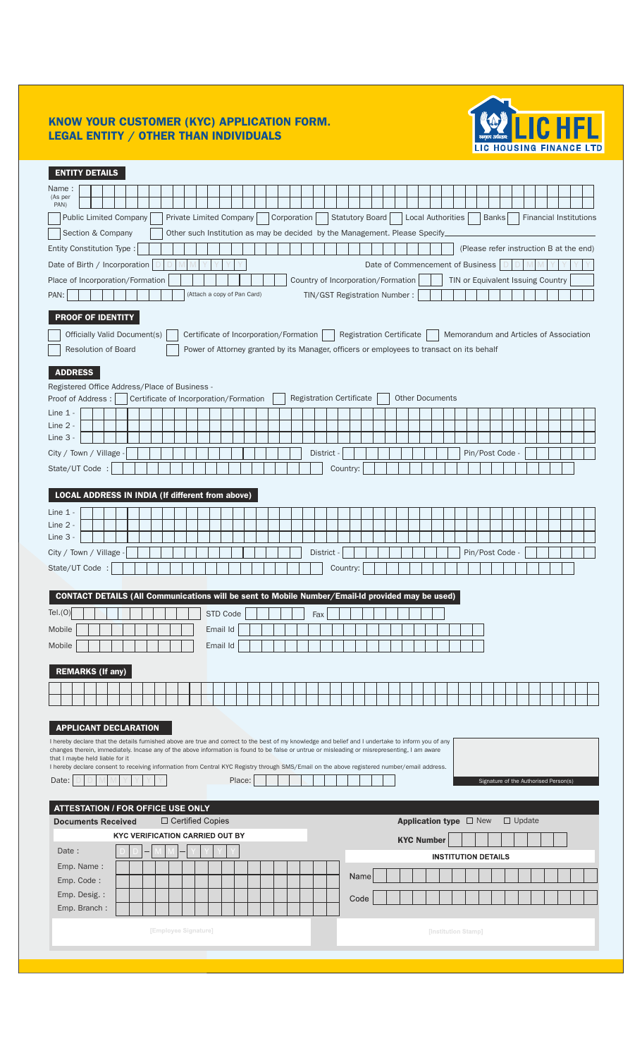# KNOW YOUR CUSTOMER (KYC) APPLICATION FORM. LEGAL ENTITY / OTHER THAN INDIVIDUALS

LIC HFL
LIC HOUSING FINANCE LTD

## ENTITY DETAILS

Name : (As per PAN)

☐ Public Limited Company ☐ Private Limited Company ☐ Corporation ☐ Statutory Board ☐ Local Authorities ☐ Banks ☐ Financial Institutions

☐ Section & Company ☐ Other such Institution as may be decided by the Management. Please Specify\_\_\_\_\_\_\_\_

Entity Constitution Type : (Please refer instruction B at the end)

Date of Birth / Incorporation D D M M Y Y Y Y     Date of Commencement of Business D D M M Y Y Y Y

Place of Incorporation/Formation     Country of Incorporation/Formation     TIN or Equivalent Issuing Country

PAN: (Attach a copy of Pan Card)     TIN/GST Registration Number :

## PROOF OF IDENTITY

☐ Officially Valid Document(s) ☐ Certificate of Incorporation/Formation ☐ Registration Certificate ☐ Memorandum and Articles of Association

☐ Resolution of Board ☐ Power of Attorney granted by its Manager, officers or employees to transact on its behalf

## ADDRESS

Registered Office Address/Place of Business -

Proof of Address : ☐ Certificate of Incorporation/Formation ☐ Registration Certificate ☐ Other Documents

Line 1 -

Line 2 -

Line 3 -

City / Town / Village -     District -     Pin/Post Code -

State/UT Code :     Country:

## LOCAL ADDRESS IN INDIA (If different from above)

Line 1 -

Line 2 -

Line 3 -

City / Town / Village -     District -     Pin/Post Code -

State/UT Code :     Country:

## CONTACT DETAILS (All Communications will be sent to Mobile Number/Email-Id provided may be used)

Tel.(O)     STD Code     Fax

Mobile     Email Id

Mobile     Email Id

## REMARKS (If any)

## APPLICANT DECLARATION

I hereby declare that the details furnished above are true and correct to the best of my knowledge and belief and I undertake to inform you of any changes therein, immediately. Incase any of the above information is found to be false or untrue or misleading or misrepresenting, I am aware that I maybe held liable for it

I hereby declare consent to receiving information from Central KYC Registry through SMS/Email on the above registered number/email address.

Date: D D M M Y Y Y Y     Place:

Signature of the Authorised Person(s)

## ATTESTATION / FOR OFFICE USE ONLY

**Documents Received** ☐ Certified Copies

**Application type** ☐ New ☐ Update

**KYC VERIFICATION CARRIED OUT BY**

**KYC Number**

Date : D D – M M – Y Y Y Y

Emp. Name :

Emp. Code :

Emp. Desig. :

Emp. Branch :

[Employee Signature]

**INSTITUTION DETAILS**

Name

Code

[Institution Stamp]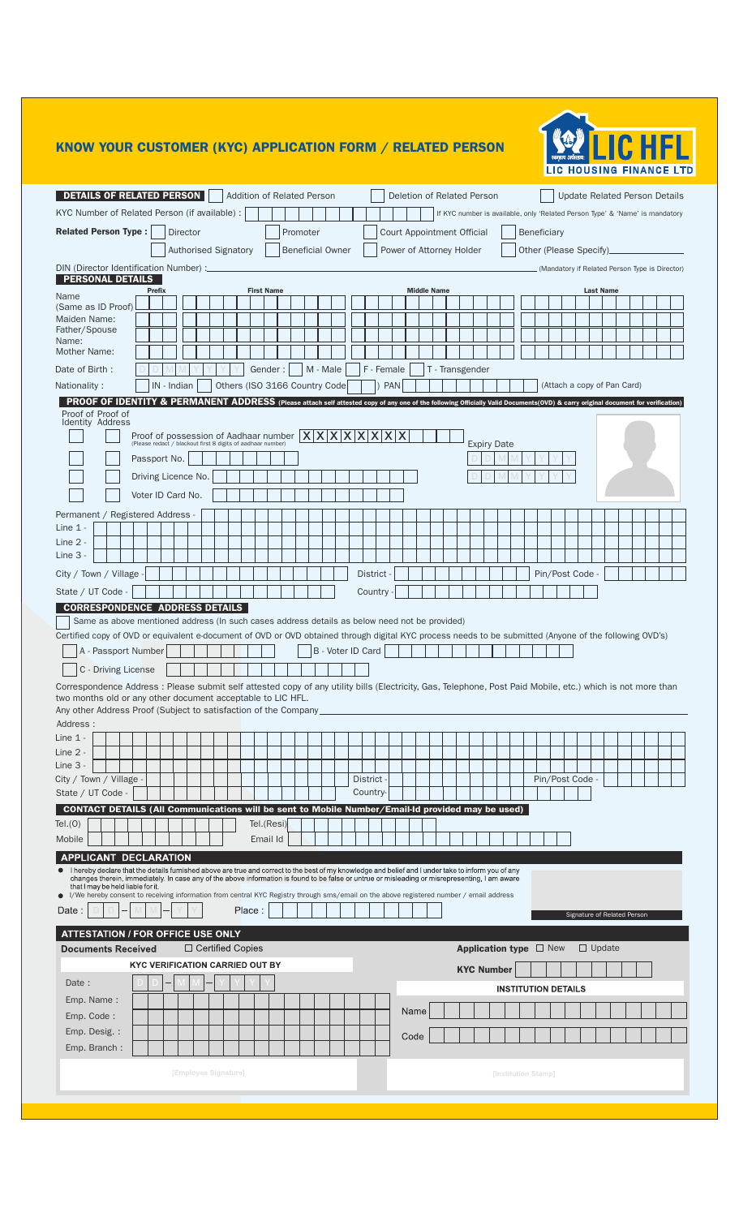# KNOW YOUR CUSTOMER (KYC) APPLICATION FORM / RELATED PERSON

LIC HFL
LIC HOUSING FINANCE LTD

## DETAILS OF RELATED PERSON

☐ Addition of Related Person ☐ Deletion of Related Person ☐ Update Related Person Details

KYC Number of Related Person (if available) : ______________

If KYC number is available, only 'Related Person Type' & 'Name' is mandatory

**Related Person Type :** ☐ Director ☐ Promoter ☐ Court Appointment Official ☐ Beneficiary ☐ Authorised Signatory ☐ Beneficial Owner ☐ Power of Attorney Holder ☐ Other (Please Specify)______________

DIN (Director Identification Number) : ______________ (Mandatory if Related Person Type is Director)

## PERSONAL DETAILS

| | Prefix | First Name | Middle Name | Last Name |
|---|---|---|---|---|
| Name (Same as ID Proof) | | | | |
| Maiden Name: | | | | |
| Father/Spouse Name: | | | | |
| Mother Name: | | | | |

Date of Birth : D D M M Y Y Y Y Gender : ☐ M - Male ☐ F - Female ☐ T - Transgender

Nationality : ☐ IN - Indian ☐ Others (ISO 3166 Country Code) ☐ PAN ______________ (Attach a copy of Pan Card)

## PROOF OF IDENTITY & PERMANENT ADDRESS (Please attach self attested copy of any one of the following Officially Valid Documents(OVD) & carry original document for verification)

| Proof of Identity | Proof of Address | | | Expiry Date |
|---|---|---|---|---|
| ☐ | ☐ | Proof of possession of Aadhaar number (Please redact / blackout first 8 digits of aadhaar number) | X X X X X X X X | |
| ☐ | ☐ | Passport No. | | D D M M Y Y Y Y |
| ☐ | ☐ | Driving Licence No. | | D D M M Y Y Y Y |
| ☐ | ☐ | Voter ID Card No. | | |

Permanent / Registered Address -
Line 1 -
Line 2 -
Line 3 -
City / Town / Village - District - Pin/Post Code -
State / UT Code - Country -

## CORRESPONDENCE ADDRESS DETAILS

☐ Same as above mentioned address (In such cases address details as below need not be provided)

Certified copy of OVD or equivalent e-document of OVD or OVD obtained through digital KYC process needs to be submitted (Anyone of the following OVD's)

☐ A - Passport Number ☐ B - Voter ID Card
☐ C - Driving License

Correspondence Address : Please submit self attested copy of any utility bills (Electricity, Gas, Telephone, Post Paid Mobile, etc.) which is not more than two months old or any other document acceptable to LIC HFL.

Any other Address Proof (Subject to satisfaction of the Company______________

Address :
Line 1 -
Line 2 -
Line 3 -
City / Town / Village - District - Pin/Post Code -
State / UT Code - Country-

## CONTACT DETAILS (All Communications will be sent to Mobile Number/Email-Id provided may be used)

Tel.(O) Tel.(Resi)
Mobile Email Id

## APPLICANT DECLARATION

- I hereby declare that the details furnished above are true and correct to the best of my knowledge and belief and I under take to inform you of any changes therein, immediately. In case any of the above information is found to be false or untrue or misleading or misrepresenting, I am aware that I may be held liable for it.
- I/We hereby consent to receiving information from central KYC Registry through sms/email on the above registered number / email address

Date : D D – M M – Y Y Place :

Signature of Related Person

## ATTESTATION / FOR OFFICE USE ONLY

**Documents Received** ☐ Certified Copies

**Application type** ☐ New ☐ Update

**KYC Number**

**KYC VERIFICATION CARRIED OUT BY**

Date : D D – M M – Y Y Y Y
Emp. Name :
Emp. Code :
Emp. Desig. :
Emp. Branch :

**INSTITUTION DETAILS**

Name
Code

[Employee Signature]

[Institution Stamp]